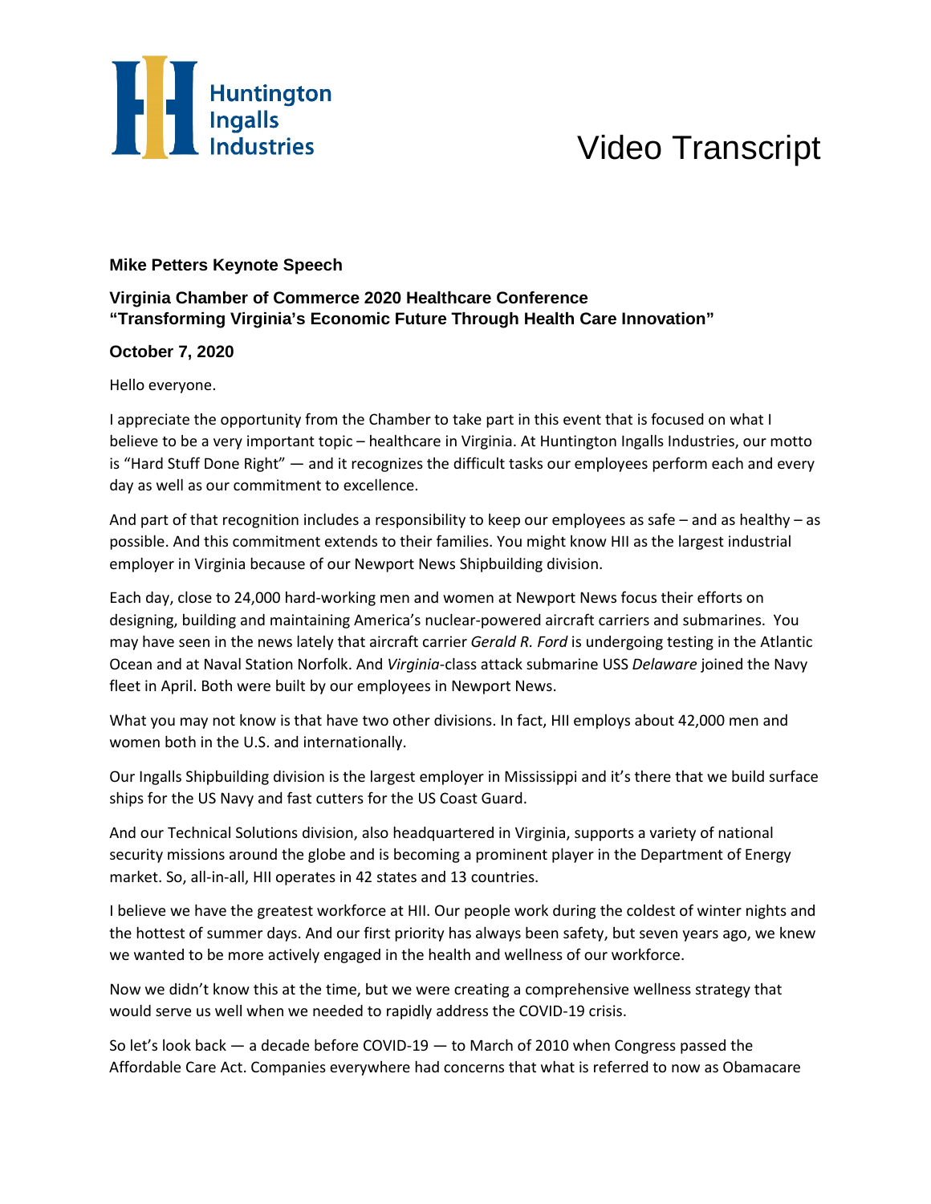Huntington Ingalls Industries

# Video Transcript

**Mike Petters Keynote Speech**

**Virginia Chamber of Commerce 2020 Healthcare Conference**
**"Transforming Virginia's Economic Future Through Health Care Innovation"**

**October 7, 2020**

Hello everyone.

I appreciate the opportunity from the Chamber to take part in this event that is focused on what I believe to be a very important topic – healthcare in Virginia. At Huntington Ingalls Industries, our motto is "Hard Stuff Done Right" — and it recognizes the difficult tasks our employees perform each and every day as well as our commitment to excellence.

And part of that recognition includes a responsibility to keep our employees as safe – and as healthy – as possible. And this commitment extends to their families. You might know HII as the largest industrial employer in Virginia because of our Newport News Shipbuilding division.

Each day, close to 24,000 hard-working men and women at Newport News focus their efforts on designing, building and maintaining America's nuclear-powered aircraft carriers and submarines. You may have seen in the news lately that aircraft carrier *Gerald R. Ford* is undergoing testing in the Atlantic Ocean and at Naval Station Norfolk. And *Virginia*-class attack submarine USS *Delaware* joined the Navy fleet in April. Both were built by our employees in Newport News.

What you may not know is that have two other divisions. In fact, HII employs about 42,000 men and women both in the U.S. and internationally.

Our Ingalls Shipbuilding division is the largest employer in Mississippi and it's there that we build surface ships for the US Navy and fast cutters for the US Coast Guard.

And our Technical Solutions division, also headquartered in Virginia, supports a variety of national security missions around the globe and is becoming a prominent player in the Department of Energy market. So, all-in-all, HII operates in 42 states and 13 countries.

I believe we have the greatest workforce at HII. Our people work during the coldest of winter nights and the hottest of summer days. And our first priority has always been safety, but seven years ago, we knew we wanted to be more actively engaged in the health and wellness of our workforce.

Now we didn't know this at the time, but we were creating a comprehensive wellness strategy that would serve us well when we needed to rapidly address the COVID-19 crisis.

So let's look back — a decade before COVID-19 — to March of 2010 when Congress passed the Affordable Care Act. Companies everywhere had concerns that what is referred to now as Obamacare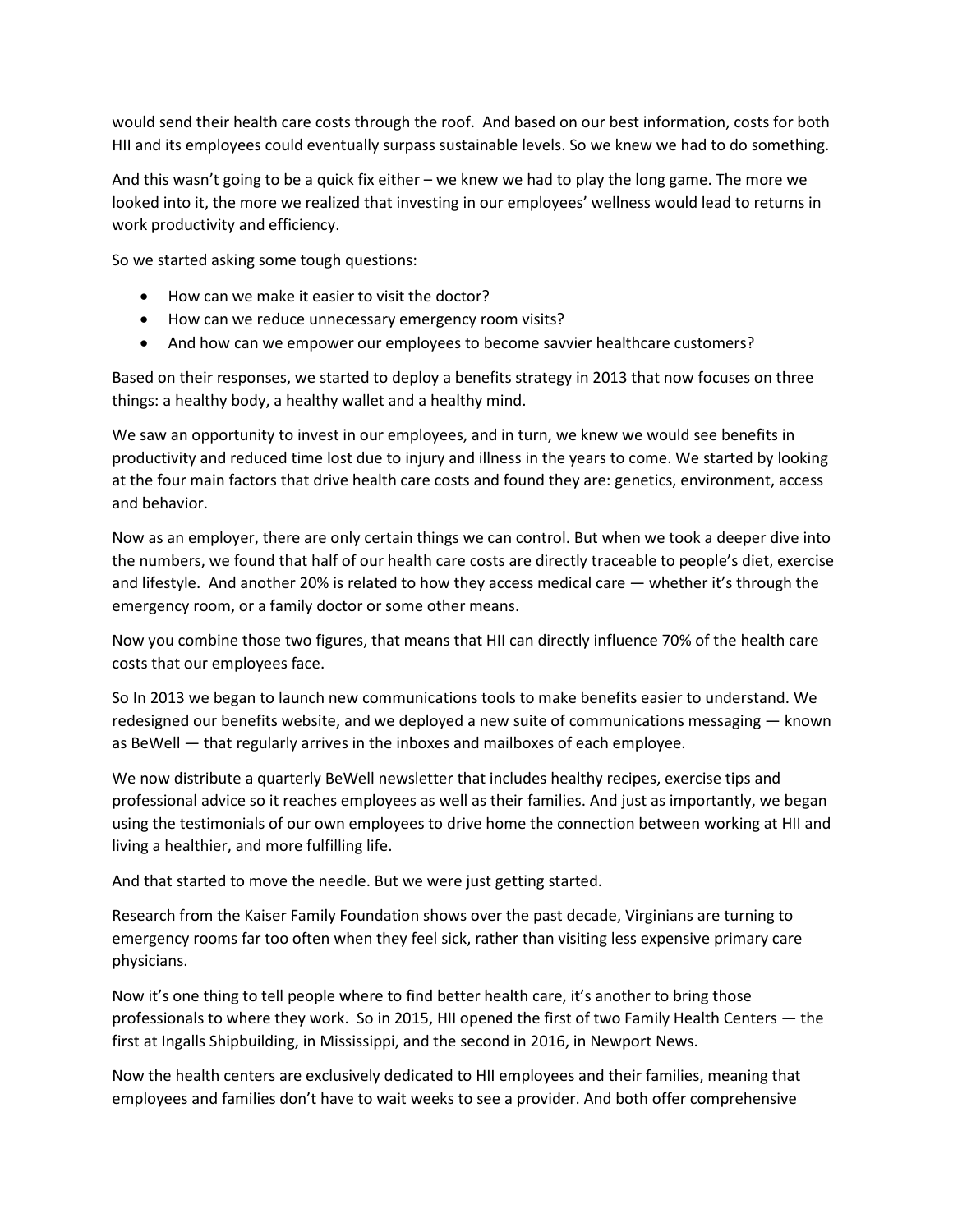would send their health care costs through the roof. And based on our best information, costs for both HII and its employees could eventually surpass sustainable levels. So we knew we had to do something.

And this wasn't going to be a quick fix either – we knew we had to play the long game. The more we looked into it, the more we realized that investing in our employees' wellness would lead to returns in work productivity and efficiency.

So we started asking some tough questions:

- How can we make it easier to visit the doctor?
- How can we reduce unnecessary emergency room visits?
- And how can we empower our employees to become savvier healthcare customers?

Based on their responses, we started to deploy a benefits strategy in 2013 that now focuses on three things: a healthy body, a healthy wallet and a healthy mind.

We saw an opportunity to invest in our employees, and in turn, we knew we would see benefits in productivity and reduced time lost due to injury and illness in the years to come. We started by looking at the four main factors that drive health care costs and found they are: genetics, environment, access and behavior.

Now as an employer, there are only certain things we can control. But when we took a deeper dive into the numbers, we found that half of our health care costs are directly traceable to people's diet, exercise and lifestyle. And another 20% is related to how they access medical care — whether it's through the emergency room, or a family doctor or some other means.

Now you combine those two figures, that means that HII can directly influence 70% of the health care costs that our employees face.

So In 2013 we began to launch new communications tools to make benefits easier to understand. We redesigned our benefits website, and we deployed a new suite of communications messaging — known as BeWell — that regularly arrives in the inboxes and mailboxes of each employee.

We now distribute a quarterly BeWell newsletter that includes healthy recipes, exercise tips and professional advice so it reaches employees as well as their families. And just as importantly, we began using the testimonials of our own employees to drive home the connection between working at HII and living a healthier, and more fulfilling life.

And that started to move the needle. But we were just getting started.

Research from the Kaiser Family Foundation shows over the past decade, Virginians are turning to emergency rooms far too often when they feel sick, rather than visiting less expensive primary care physicians.

Now it's one thing to tell people where to find better health care, it's another to bring those professionals to where they work. So in 2015, HII opened the first of two Family Health Centers — the first at Ingalls Shipbuilding, in Mississippi, and the second in 2016, in Newport News.

Now the health centers are exclusively dedicated to HII employees and their families, meaning that employees and families don't have to wait weeks to see a provider. And both offer comprehensive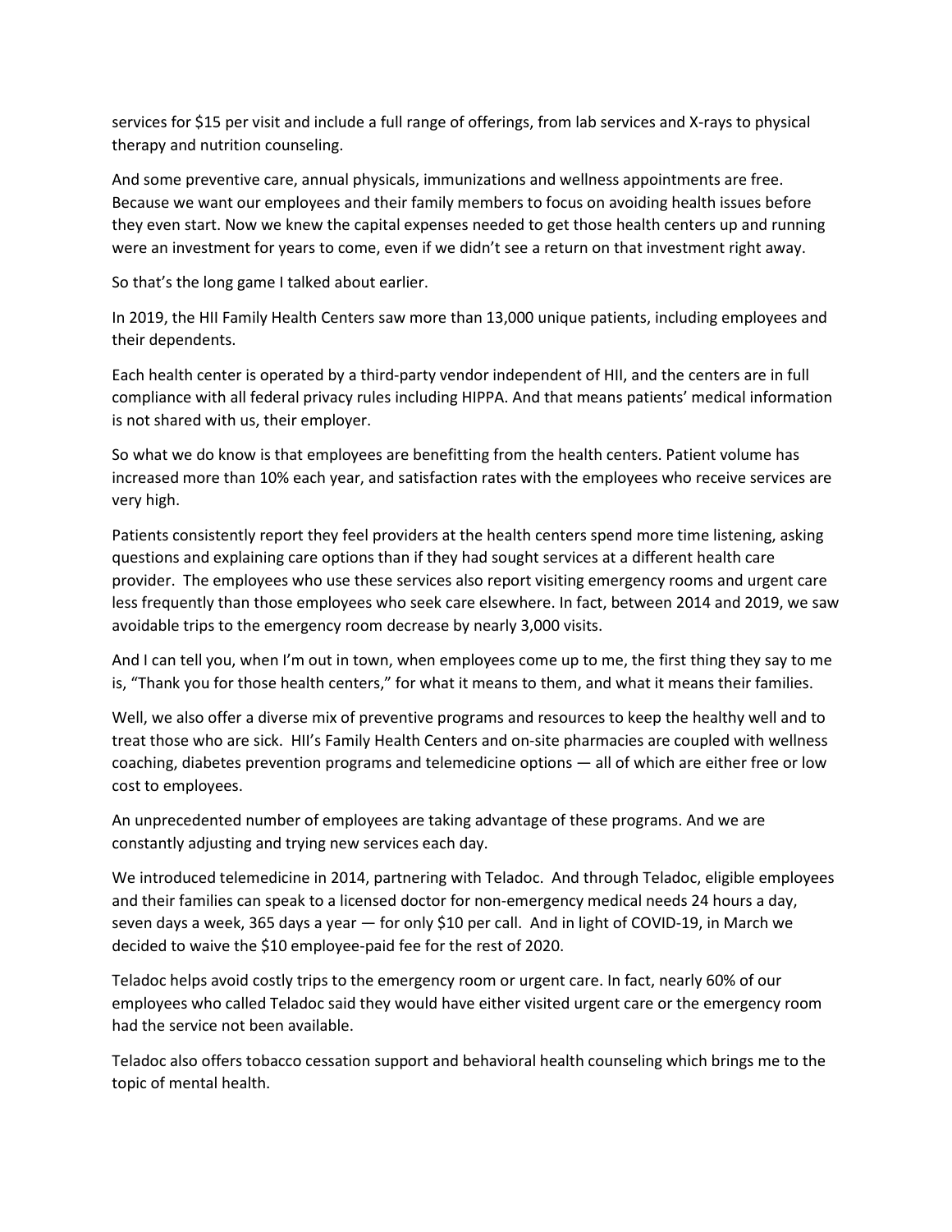services for $15 per visit and include a full range of offerings, from lab services and X-rays to physical therapy and nutrition counseling.

And some preventive care, annual physicals, immunizations and wellness appointments are free. Because we want our employees and their family members to focus on avoiding health issues before they even start. Now we knew the capital expenses needed to get those health centers up and running were an investment for years to come, even if we didn't see a return on that investment right away.

So that's the long game I talked about earlier.

In 2019, the HII Family Health Centers saw more than 13,000 unique patients, including employees and their dependents.

Each health center is operated by a third-party vendor independent of HII, and the centers are in full compliance with all federal privacy rules including HIPPA. And that means patients' medical information is not shared with us, their employer.

So what we do know is that employees are benefitting from the health centers. Patient volume has increased more than 10% each year, and satisfaction rates with the employees who receive services are very high.

Patients consistently report they feel providers at the health centers spend more time listening, asking questions and explaining care options than if they had sought services at a different health care provider. The employees who use these services also report visiting emergency rooms and urgent care less frequently than those employees who seek care elsewhere. In fact, between 2014 and 2019, we saw avoidable trips to the emergency room decrease by nearly 3,000 visits.

And I can tell you, when I'm out in town, when employees come up to me, the first thing they say to me is, "Thank you for those health centers," for what it means to them, and what it means their families.

Well, we also offer a diverse mix of preventive programs and resources to keep the healthy well and to treat those who are sick. HII's Family Health Centers and on-site pharmacies are coupled with wellness coaching, diabetes prevention programs and telemedicine options — all of which are either free or low cost to employees.

An unprecedented number of employees are taking advantage of these programs. And we are constantly adjusting and trying new services each day.

We introduced telemedicine in 2014, partnering with Teladoc. And through Teladoc, eligible employees and their families can speak to a licensed doctor for non-emergency medical needs 24 hours a day, seven days a week, 365 days a year — for only $10 per call. And in light of COVID-19, in March we decided to waive the $10 employee-paid fee for the rest of 2020.

Teladoc helps avoid costly trips to the emergency room or urgent care. In fact, nearly 60% of our employees who called Teladoc said they would have either visited urgent care or the emergency room had the service not been available.

Teladoc also offers tobacco cessation support and behavioral health counseling which brings me to the topic of mental health.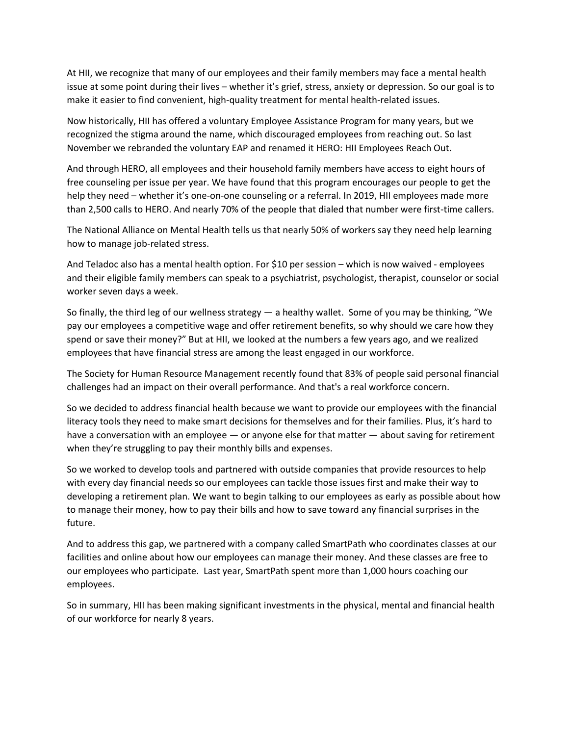At HII, we recognize that many of our employees and their family members may face a mental health issue at some point during their lives – whether it's grief, stress, anxiety or depression. So our goal is to make it easier to find convenient, high-quality treatment for mental health-related issues.

Now historically, HII has offered a voluntary Employee Assistance Program for many years, but we recognized the stigma around the name, which discouraged employees from reaching out. So last November we rebranded the voluntary EAP and renamed it HERO: HII Employees Reach Out.

And through HERO, all employees and their household family members have access to eight hours of free counseling per issue per year. We have found that this program encourages our people to get the help they need – whether it's one-on-one counseling or a referral. In 2019, HII employees made more than 2,500 calls to HERO. And nearly 70% of the people that dialed that number were first-time callers.

The National Alliance on Mental Health tells us that nearly 50% of workers say they need help learning how to manage job-related stress.

And Teladoc also has a mental health option. For $10 per session – which is now waived - employees and their eligible family members can speak to a psychiatrist, psychologist, therapist, counselor or social worker seven days a week.

So finally, the third leg of our wellness strategy — a healthy wallet. Some of you may be thinking, "We pay our employees a competitive wage and offer retirement benefits, so why should we care how they spend or save their money?" But at HII, we looked at the numbers a few years ago, and we realized employees that have financial stress are among the least engaged in our workforce.

The Society for Human Resource Management recently found that 83% of people said personal financial challenges had an impact on their overall performance. And that's a real workforce concern.

So we decided to address financial health because we want to provide our employees with the financial literacy tools they need to make smart decisions for themselves and for their families. Plus, it's hard to have a conversation with an employee — or anyone else for that matter — about saving for retirement when they're struggling to pay their monthly bills and expenses.

So we worked to develop tools and partnered with outside companies that provide resources to help with every day financial needs so our employees can tackle those issues first and make their way to developing a retirement plan. We want to begin talking to our employees as early as possible about how to manage their money, how to pay their bills and how to save toward any financial surprises in the future.

And to address this gap, we partnered with a company called SmartPath who coordinates classes at our facilities and online about how our employees can manage their money. And these classes are free to our employees who participate. Last year, SmartPath spent more than 1,000 hours coaching our employees.

So in summary, HII has been making significant investments in the physical, mental and financial health of our workforce for nearly 8 years.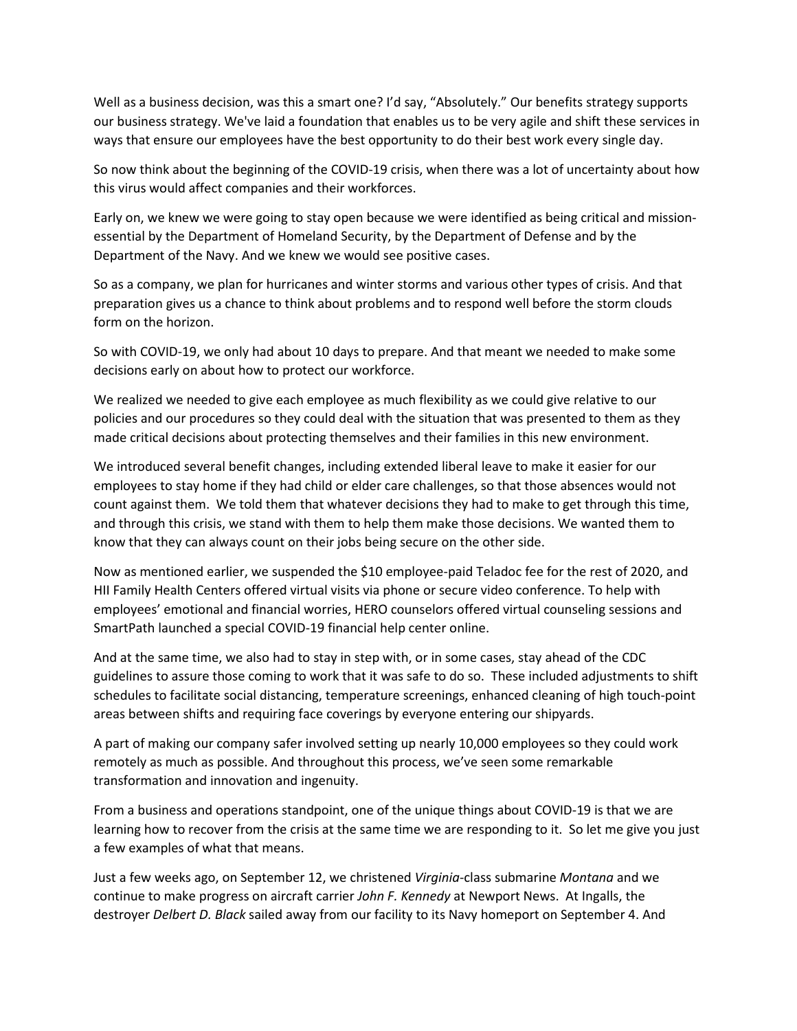Well as a business decision, was this a smart one? I'd say, "Absolutely." Our benefits strategy supports our business strategy. We've laid a foundation that enables us to be very agile and shift these services in ways that ensure our employees have the best opportunity to do their best work every single day.

So now think about the beginning of the COVID-19 crisis, when there was a lot of uncertainty about how this virus would affect companies and their workforces.

Early on, we knew we were going to stay open because we were identified as being critical and mission-essential by the Department of Homeland Security, by the Department of Defense and by the Department of the Navy. And we knew we would see positive cases.

So as a company, we plan for hurricanes and winter storms and various other types of crisis. And that preparation gives us a chance to think about problems and to respond well before the storm clouds form on the horizon.

So with COVID-19, we only had about 10 days to prepare. And that meant we needed to make some decisions early on about how to protect our workforce.

We realized we needed to give each employee as much flexibility as we could give relative to our policies and our procedures so they could deal with the situation that was presented to them as they made critical decisions about protecting themselves and their families in this new environment.

We introduced several benefit changes, including extended liberal leave to make it easier for our employees to stay home if they had child or elder care challenges, so that those absences would not count against them. We told them that whatever decisions they had to make to get through this time, and through this crisis, we stand with them to help them make those decisions. We wanted them to know that they can always count on their jobs being secure on the other side.

Now as mentioned earlier, we suspended the $10 employee-paid Teladoc fee for the rest of 2020, and HII Family Health Centers offered virtual visits via phone or secure video conference. To help with employees' emotional and financial worries, HERO counselors offered virtual counseling sessions and SmartPath launched a special COVID-19 financial help center online.

And at the same time, we also had to stay in step with, or in some cases, stay ahead of the CDC guidelines to assure those coming to work that it was safe to do so. These included adjustments to shift schedules to facilitate social distancing, temperature screenings, enhanced cleaning of high touch-point areas between shifts and requiring face coverings by everyone entering our shipyards.

A part of making our company safer involved setting up nearly 10,000 employees so they could work remotely as much as possible. And throughout this process, we've seen some remarkable transformation and innovation and ingenuity.

From a business and operations standpoint, one of the unique things about COVID-19 is that we are learning how to recover from the crisis at the same time we are responding to it. So let me give you just a few examples of what that means.

Just a few weeks ago, on September 12, we christened *Virginia*-class submarine *Montana* and we continue to make progress on aircraft carrier *John F. Kennedy* at Newport News. At Ingalls, the destroyer *Delbert D. Black* sailed away from our facility to its Navy homeport on September 4. And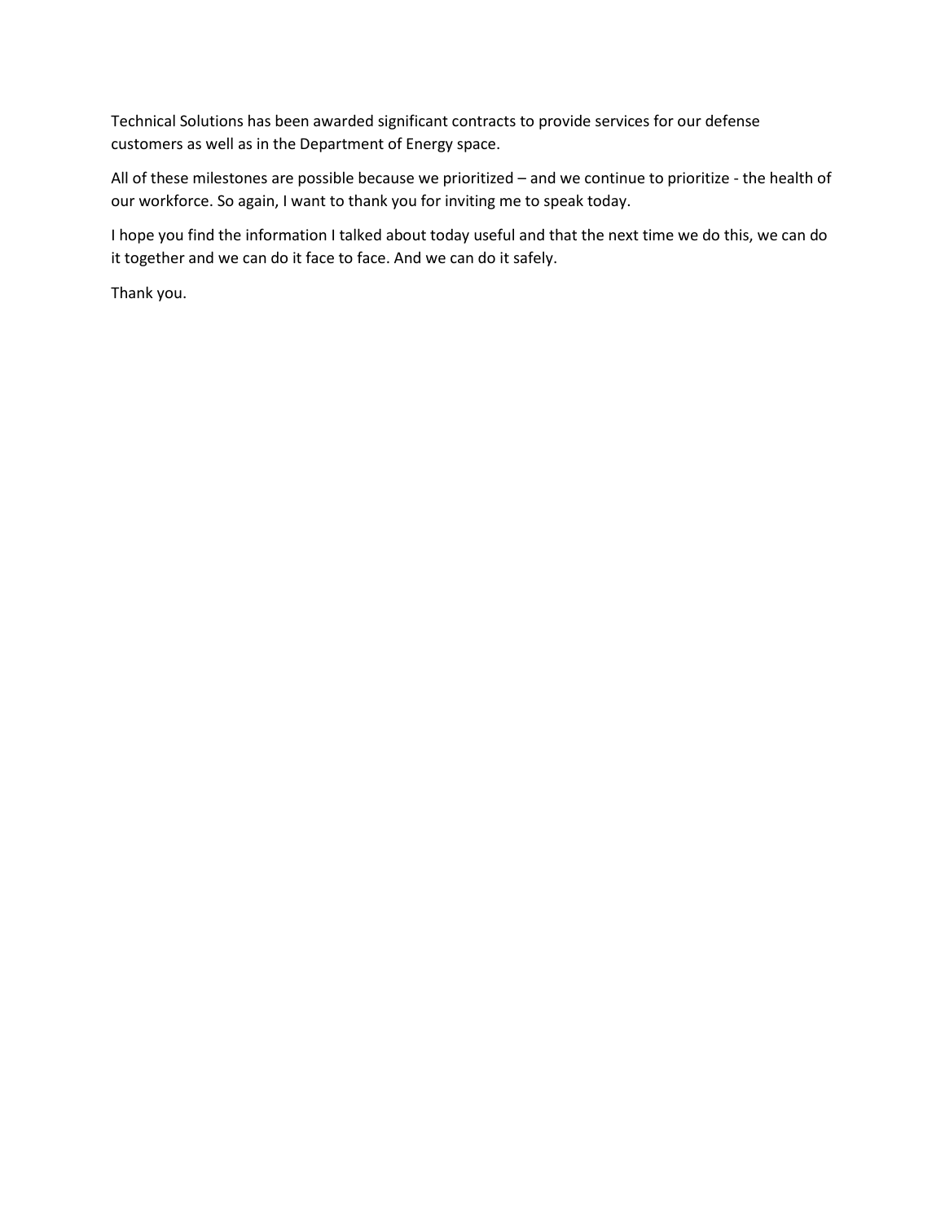Technical Solutions has been awarded significant contracts to provide services for our defense customers as well as in the Department of Energy space.

All of these milestones are possible because we prioritized – and we continue to prioritize - the health of our workforce. So again, I want to thank you for inviting me to speak today.

I hope you find the information I talked about today useful and that the next time we do this, we can do it together and we can do it face to face. And we can do it safely.

Thank you.